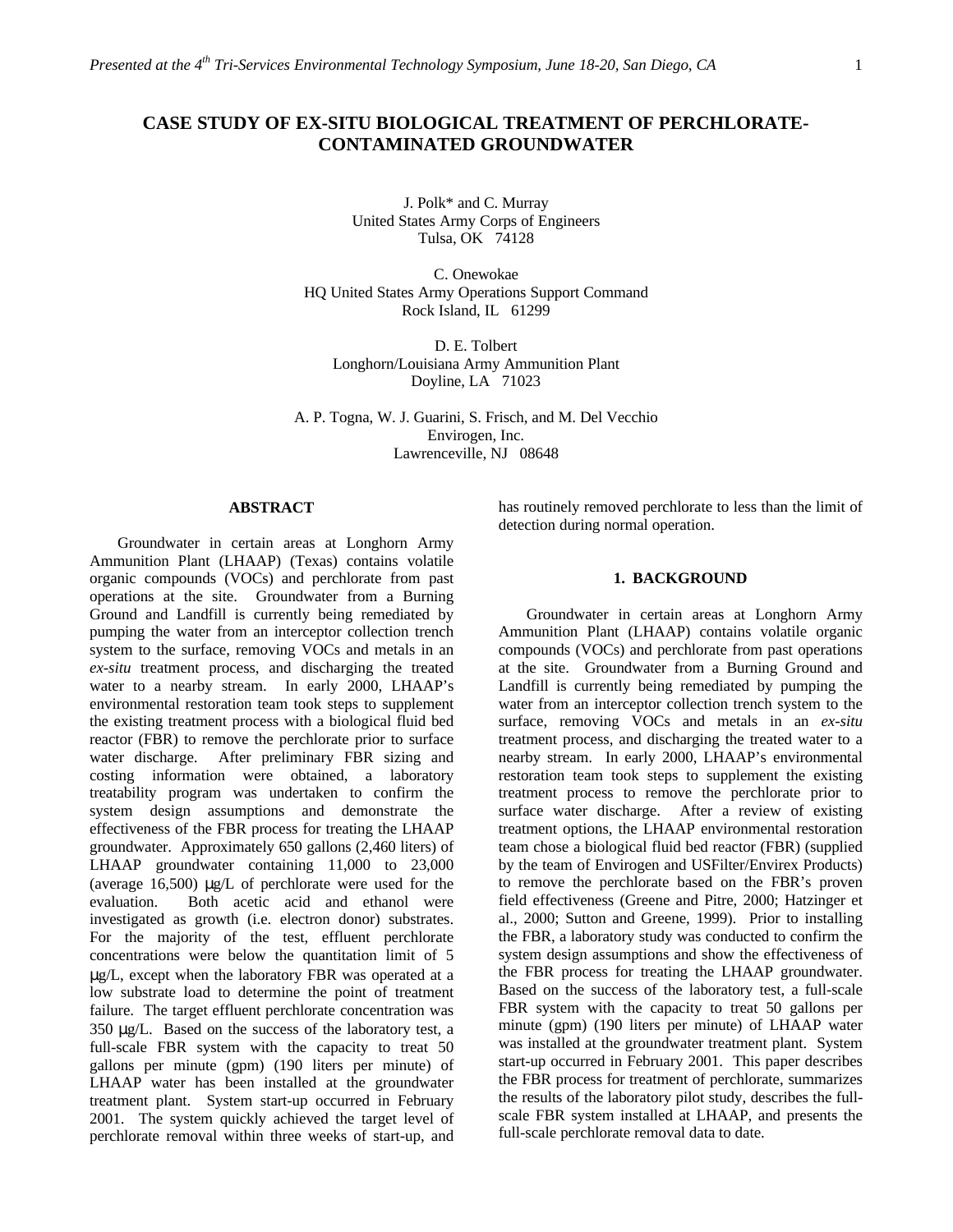# CASE STUDY OF EX-SITU BIOLOGICAL TREATMENT OF PERCHLORATE-CONTAMINATED GROUNDWATER

J. Polk* and C. Murray
United States Army Corps of Engineers
Tulsa, OK 74128

C. Onewokae
HQ United States Army Operations Support Command
Rock Island, IL 61299

D. E. Tolbert
Longhorn/Louisiana Army Ammunition Plant
Doyline, LA 71023

A. P. Togna, W. J. Guarini, S. Frisch, and M. Del Vecchio
Envirogen, Inc.
Lawrenceville, NJ 08648

## ABSTRACT

Groundwater in certain areas at Longhorn Army Ammunition Plant (LHAAP) (Texas) contains volatile organic compounds (VOCs) and perchlorate from past operations at the site. Groundwater from a Burning Ground and Landfill is currently being remediated by pumping the water from an interceptor collection trench system to the surface, removing VOCs and metals in an *ex-situ* treatment process, and discharging the treated water to a nearby stream. In early 2000, LHAAP's environmental restoration team took steps to supplement the existing treatment process with a biological fluid bed reactor (FBR) to remove the perchlorate prior to surface water discharge. After preliminary FBR sizing and costing information were obtained, a laboratory treatability program was undertaken to confirm the system design assumptions and demonstrate the effectiveness of the FBR process for treating the LHAAP groundwater. Approximately 650 gallons (2,460 liters) of LHAAP groundwater containing 11,000 to 23,000 (average 16,500) μg/L of perchlorate were used for the evaluation. Both acetic acid and ethanol were investigated as growth (i.e. electron donor) substrates. For the majority of the test, effluent perchlorate concentrations were below the quantitation limit of 5 μg/L, except when the laboratory FBR was operated at a low substrate load to determine the point of treatment failure. The target effluent perchlorate concentration was 350 μg/L. Based on the success of the laboratory test, a full-scale FBR system with the capacity to treat 50 gallons per minute (gpm) (190 liters per minute) of LHAAP water has been installed at the groundwater treatment plant. System start-up occurred in February 2001. The system quickly achieved the target level of perchlorate removal within three weeks of start-up, and has routinely removed perchlorate to less than the limit of detection during normal operation.

## 1. BACKGROUND

Groundwater in certain areas at Longhorn Army Ammunition Plant (LHAAP) contains volatile organic compounds (VOCs) and perchlorate from past operations at the site. Groundwater from a Burning Ground and Landfill is currently being remediated by pumping the water from an interceptor collection trench system to the surface, removing VOCs and metals in an *ex-situ* treatment process, and discharging the treated water to a nearby stream. In early 2000, LHAAP's environmental restoration team took steps to supplement the existing treatment process to remove the perchlorate prior to surface water discharge. After a review of existing treatment options, the LHAAP environmental restoration team chose a biological fluid bed reactor (FBR) (supplied by the team of Envirogen and USFilter/Envirex Products) to remove the perchlorate based on the FBR's proven field effectiveness (Greene and Pitre, 2000; Hatzinger et al., 2000; Sutton and Greene, 1999). Prior to installing the FBR, a laboratory study was conducted to confirm the system design assumptions and show the effectiveness of the FBR process for treating the LHAAP groundwater. Based on the success of the laboratory test, a full-scale FBR system with the capacity to treat 50 gallons per minute (gpm) (190 liters per minute) of LHAAP water was installed at the groundwater treatment plant. System start-up occurred in February 2001. This paper describes the FBR process for treatment of perchlorate, summarizes the results of the laboratory pilot study, describes the full-scale FBR system installed at LHAAP, and presents the full-scale perchlorate removal data to date.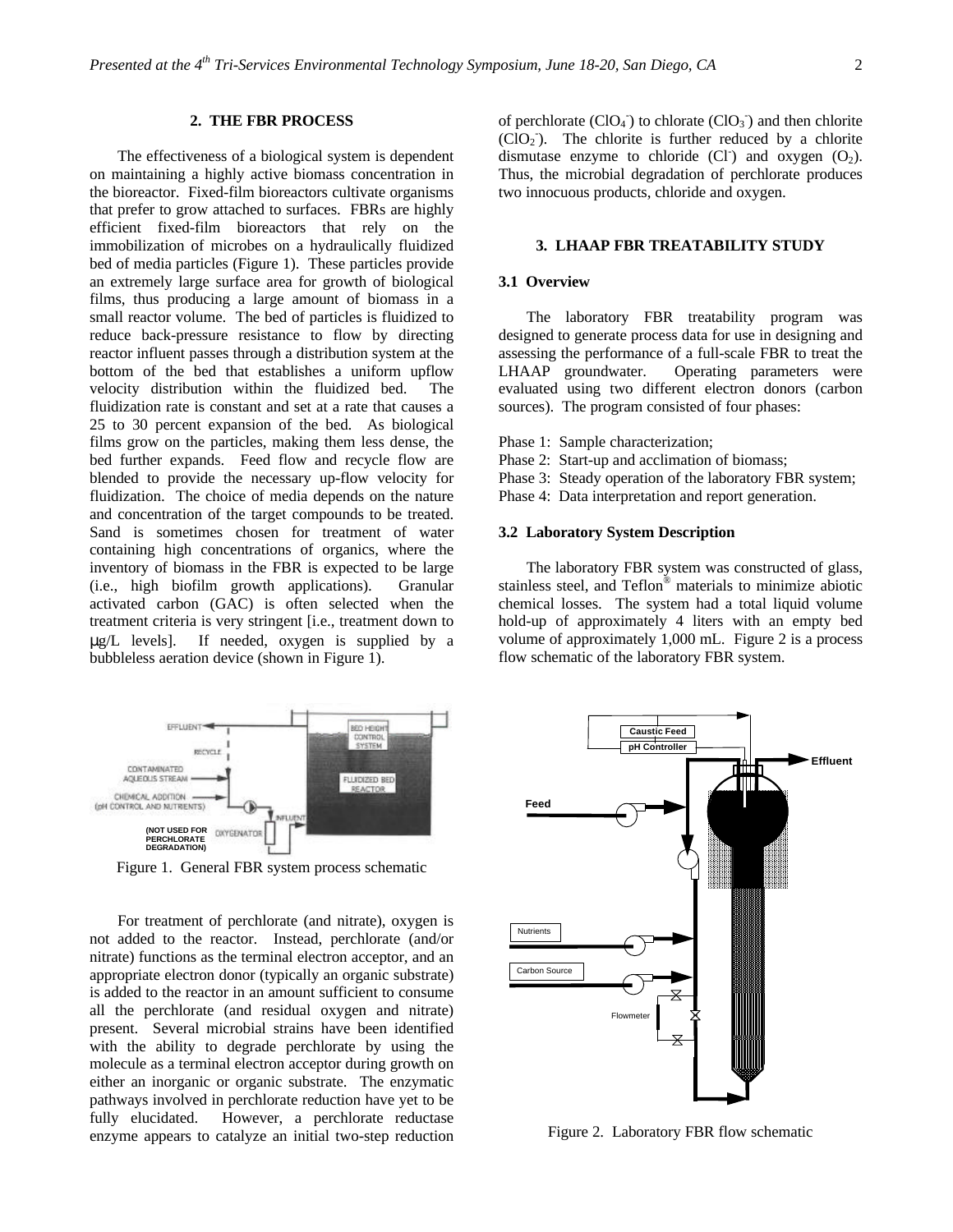## 2. THE FBR PROCESS

The effectiveness of a biological system is dependent on maintaining a highly active biomass concentration in the bioreactor. Fixed-film bioreactors cultivate organisms that prefer to grow attached to surfaces. FBRs are highly efficient fixed-film bioreactors that rely on the immobilization of microbes on a hydraulically fluidized bed of media particles (Figure 1). These particles provide an extremely large surface area for growth of biological films, thus producing a large amount of biomass in a small reactor volume. The bed of particles is fluidized to reduce back-pressure resistance to flow by directing reactor influent passes through a distribution system at the bottom of the bed that establishes a uniform upflow velocity distribution within the fluidized bed. The fluidization rate is constant and set at a rate that causes a 25 to 30 percent expansion of the bed. As biological films grow on the particles, making them less dense, the bed further expands. Feed flow and recycle flow are blended to provide the necessary up-flow velocity for fluidization. The choice of media depends on the nature and concentration of the target compounds to be treated. Sand is sometimes chosen for treatment of water containing high concentrations of organics, where the inventory of biomass in the FBR is expected to be large (i.e., high biofilm growth applications). Granular activated carbon (GAC) is often selected when the treatment criteria is very stringent [i.e., treatment down to μg/L levels]. If needed, oxygen is supplied by a bubbleless aeration device (shown in Figure 1).

Figure 1. General FBR system process schematic

For treatment of perchlorate (and nitrate), oxygen is not added to the reactor. Instead, perchlorate (and/or nitrate) functions as the terminal electron acceptor, and an appropriate electron donor (typically an organic substrate) is added to the reactor in an amount sufficient to consume all the perchlorate (and residual oxygen and nitrate) present. Several microbial strains have been identified with the ability to degrade perchlorate by using the molecule as a terminal electron acceptor during growth on either an inorganic or organic substrate. The enzymatic pathways involved in perchlorate reduction have yet to be fully elucidated. However, a perchlorate reductase enzyme appears to catalyze an initial two-step reduction of perchlorate ($ClO_4^-$) to chlorate ($ClO_3^-$) and then chlorite ($ClO_2^-$). The chlorite is further reduced by a chlorite dismutase enzyme to chloride ($Cl^-$) and oxygen ($O_2$). Thus, the microbial degradation of perchlorate produces two innocuous products, chloride and oxygen.

## 3. LHAAP FBR TREATABILITY STUDY

### 3.1 Overview

The laboratory FBR treatability program was designed to generate process data for use in designing and assessing the performance of a full-scale FBR to treat the LHAAP groundwater. Operating parameters were evaluated using two different electron donors (carbon sources). The program consisted of four phases:

Phase 1: Sample characterization;
Phase 2: Start-up and acclimation of biomass;
Phase 3: Steady operation of the laboratory FBR system;
Phase 4: Data interpretation and report generation.

### 3.2 Laboratory System Description

The laboratory FBR system was constructed of glass, stainless steel, and Teflon® materials to minimize abiotic chemical losses. The system had a total liquid volume hold-up of approximately 4 liters with an empty bed volume of approximately 1,000 mL. Figure 2 is a process flow schematic of the laboratory FBR system.

Figure 2. Laboratory FBR flow schematic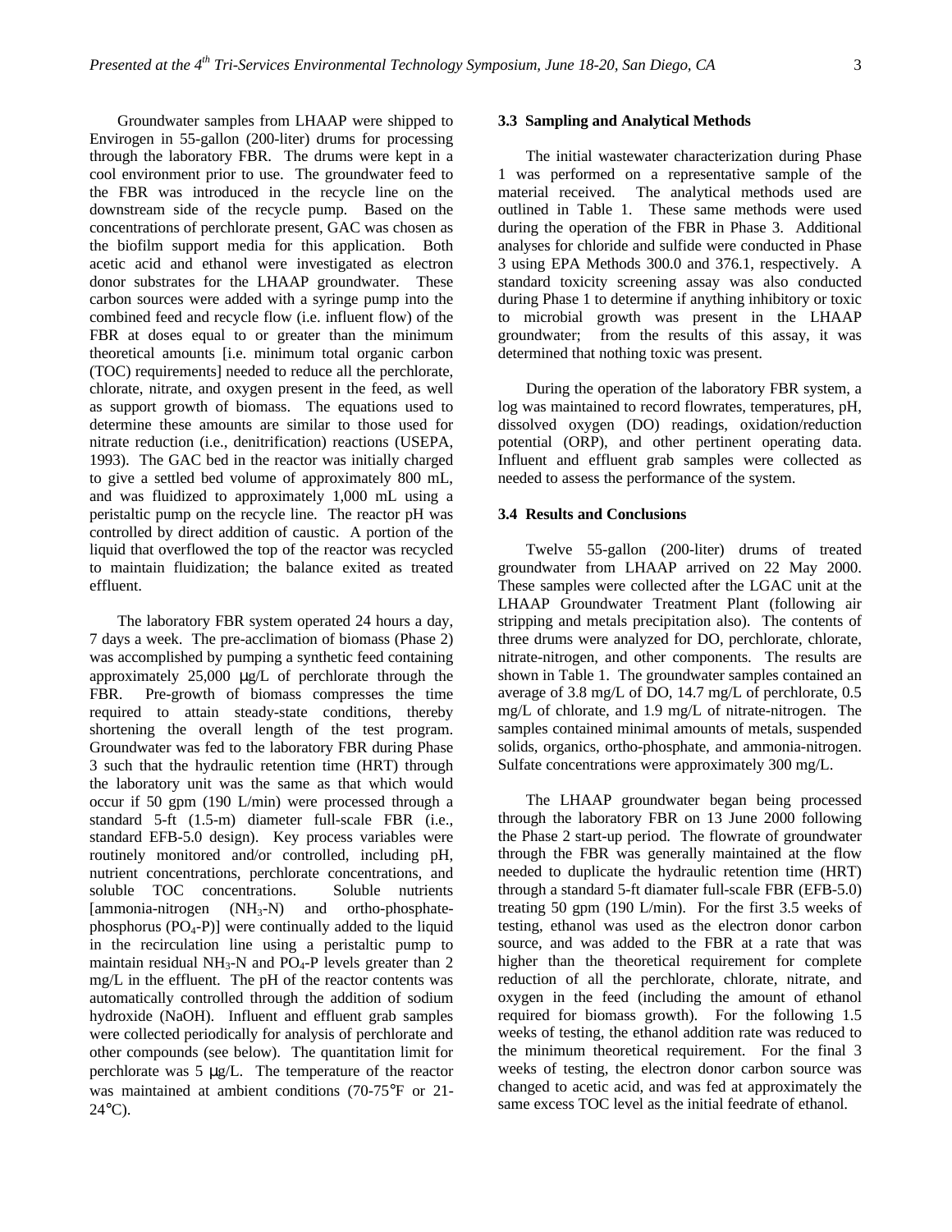Groundwater samples from LHAAP were shipped to Envirogen in 55-gallon (200-liter) drums for processing through the laboratory FBR. The drums were kept in a cool environment prior to use. The groundwater feed to the FBR was introduced in the recycle line on the downstream side of the recycle pump. Based on the concentrations of perchlorate present, GAC was chosen as the biofilm support media for this application. Both acetic acid and ethanol were investigated as electron donor substrates for the LHAAP groundwater. These carbon sources were added with a syringe pump into the combined feed and recycle flow (i.e. influent flow) of the FBR at doses equal to or greater than the minimum theoretical amounts [i.e. minimum total organic carbon (TOC) requirements] needed to reduce all the perchlorate, chlorate, nitrate, and oxygen present in the feed, as well as support growth of biomass. The equations used to determine these amounts are similar to those used for nitrate reduction (i.e., denitrification) reactions (USEPA, 1993). The GAC bed in the reactor was initially charged to give a settled bed volume of approximately 800 mL, and was fluidized to approximately 1,000 mL using a peristaltic pump on the recycle line. The reactor pH was controlled by direct addition of caustic. A portion of the liquid that overflowed the top of the reactor was recycled to maintain fluidization; the balance exited as treated effluent.

The laboratory FBR system operated 24 hours a day, 7 days a week. The pre-acclimation of biomass (Phase 2) was accomplished by pumping a synthetic feed containing approximately 25,000 μg/L of perchlorate through the FBR. Pre-growth of biomass compresses the time required to attain steady-state conditions, thereby shortening the overall length of the test program. Groundwater was fed to the laboratory FBR during Phase 3 such that the hydraulic retention time (HRT) through the laboratory unit was the same as that which would occur if 50 gpm (190 L/min) were processed through a standard 5-ft (1.5-m) diameter full-scale FBR (i.e., standard EFB-5.0 design). Key process variables were routinely monitored and/or controlled, including pH, nutrient concentrations, perchlorate concentrations, and soluble TOC concentrations. Soluble nutrients [ammonia-nitrogen ($NH_3$-N) and ortho-phosphate-phosphorus ($PO_4$-P)] were continually added to the liquid in the recirculation line using a peristaltic pump to maintain residual $NH_3$-N and $PO_4$-P levels greater than 2 mg/L in the effluent. The pH of the reactor contents was automatically controlled through the addition of sodium hydroxide (NaOH). Influent and effluent grab samples were collected periodically for analysis of perchlorate and other compounds (see below). The quantitation limit for perchlorate was 5 μg/L. The temperature of the reactor was maintained at ambient conditions (70-75°F or 21-24°C).

### 3.3 Sampling and Analytical Methods

The initial wastewater characterization during Phase 1 was performed on a representative sample of the material received. The analytical methods used are outlined in Table 1. These same methods were used during the operation of the FBR in Phase 3. Additional analyses for chloride and sulfide were conducted in Phase 3 using EPA Methods 300.0 and 376.1, respectively. A standard toxicity screening assay was also conducted during Phase 1 to determine if anything inhibitory or toxic to microbial growth was present in the LHAAP groundwater; from the results of this assay, it was determined that nothing toxic was present.

During the operation of the laboratory FBR system, a log was maintained to record flowrates, temperatures, pH, dissolved oxygen (DO) readings, oxidation/reduction potential (ORP), and other pertinent operating data. Influent and effluent grab samples were collected as needed to assess the performance of the system.

### 3.4 Results and Conclusions

Twelve 55-gallon (200-liter) drums of treated groundwater from LHAAP arrived on 22 May 2000. These samples were collected after the LGAC unit at the LHAAP Groundwater Treatment Plant (following air stripping and metals precipitation also). The contents of three drums were analyzed for DO, perchlorate, chlorate, nitrate-nitrogen, and other components. The results are shown in Table 1. The groundwater samples contained an average of 3.8 mg/L of DO, 14.7 mg/L of perchlorate, 0.5 mg/L of chlorate, and 1.9 mg/L of nitrate-nitrogen. The samples contained minimal amounts of metals, suspended solids, organics, ortho-phosphate, and ammonia-nitrogen. Sulfate concentrations were approximately 300 mg/L.

The LHAAP groundwater began being processed through the laboratory FBR on 13 June 2000 following the Phase 2 start-up period. The flowrate of groundwater through the FBR was generally maintained at the flow needed to duplicate the hydraulic retention time (HRT) through a standard 5-ft diamater full-scale FBR (EFB-5.0) treating 50 gpm (190 L/min). For the first 3.5 weeks of testing, ethanol was used as the electron donor carbon source, and was added to the FBR at a rate that was higher than the theoretical requirement for complete reduction of all the perchlorate, chlorate, nitrate, and oxygen in the feed (including the amount of ethanol required for biomass growth). For the following 1.5 weeks of testing, the ethanol addition rate was reduced to the minimum theoretical requirement. For the final 3 weeks of testing, the electron donor carbon source was changed to acetic acid, and was fed at approximately the same excess TOC level as the initial feedrate of ethanol.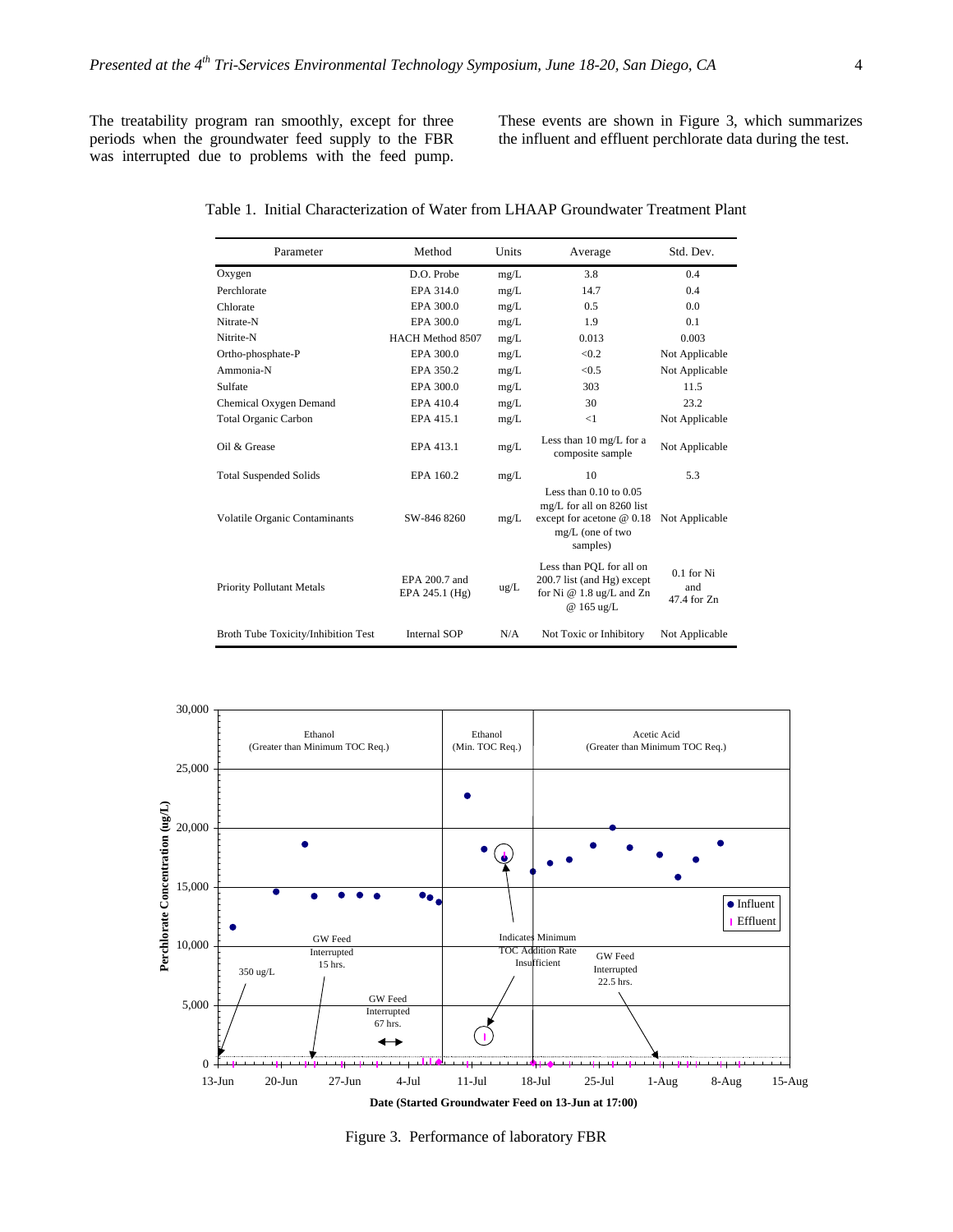The treatability program ran smoothly, except for three periods when the groundwater feed supply to the FBR was interrupted due to problems with the feed pump. These events are shown in Figure 3, which summarizes the influent and effluent perchlorate data during the test.

Table 1. Initial Characterization of Water from LHAAP Groundwater Treatment Plant

| Parameter | Method | Units | Average | Std. Dev. |
|---|---|---|---|---|
| Oxygen | D.O. Probe | mg/L | 3.8 | 0.4 |
| Perchlorate | EPA 314.0 | mg/L | 14.7 | 0.4 |
| Chlorate | EPA 300.0 | mg/L | 0.5 | 0.0 |
| Nitrate-N | EPA 300.0 | mg/L | 1.9 | 0.1 |
| Nitrite-N | HACH Method 8507 | mg/L | 0.013 | 0.003 |
| Ortho-phosphate-P | EPA 300.0 | mg/L | <0.2 | Not Applicable |
| Ammonia-N | EPA 350.2 | mg/L | <0.5 | Not Applicable |
| Sulfate | EPA 300.0 | mg/L | 303 | 11.5 |
| Chemical Oxygen Demand | EPA 410.4 | mg/L | 30 | 23.2 |
| Total Organic Carbon | EPA 415.1 | mg/L | <1 | Not Applicable |
| Oil & Grease | EPA 413.1 | mg/L | Less than 10 mg/L for a composite sample | Not Applicable |
| Total Suspended Solids | EPA 160.2 | mg/L | 10 | 5.3 |
| Volatile Organic Contaminants | SW-846 8260 | mg/L | Less than 0.10 to 0.05 mg/L for all on 8260 list except for acetone @ 0.18 mg/L (one of two samples) | Not Applicable |
| Priority Pollutant Metals | EPA 200.7 and EPA 245.1 (Hg) | ug/L | Less than PQL for all on 200.7 list (and Hg) except for Ni @ 1.8 ug/L and Zn @ 165 ug/L | 0.1 for Ni and 47.4 for Zn |
| Broth Tube Toxicity/Inhibition Test | Internal SOP | N/A | Not Toxic or Inhibitory | Not Applicable |

Figure 3. Performance of laboratory FBR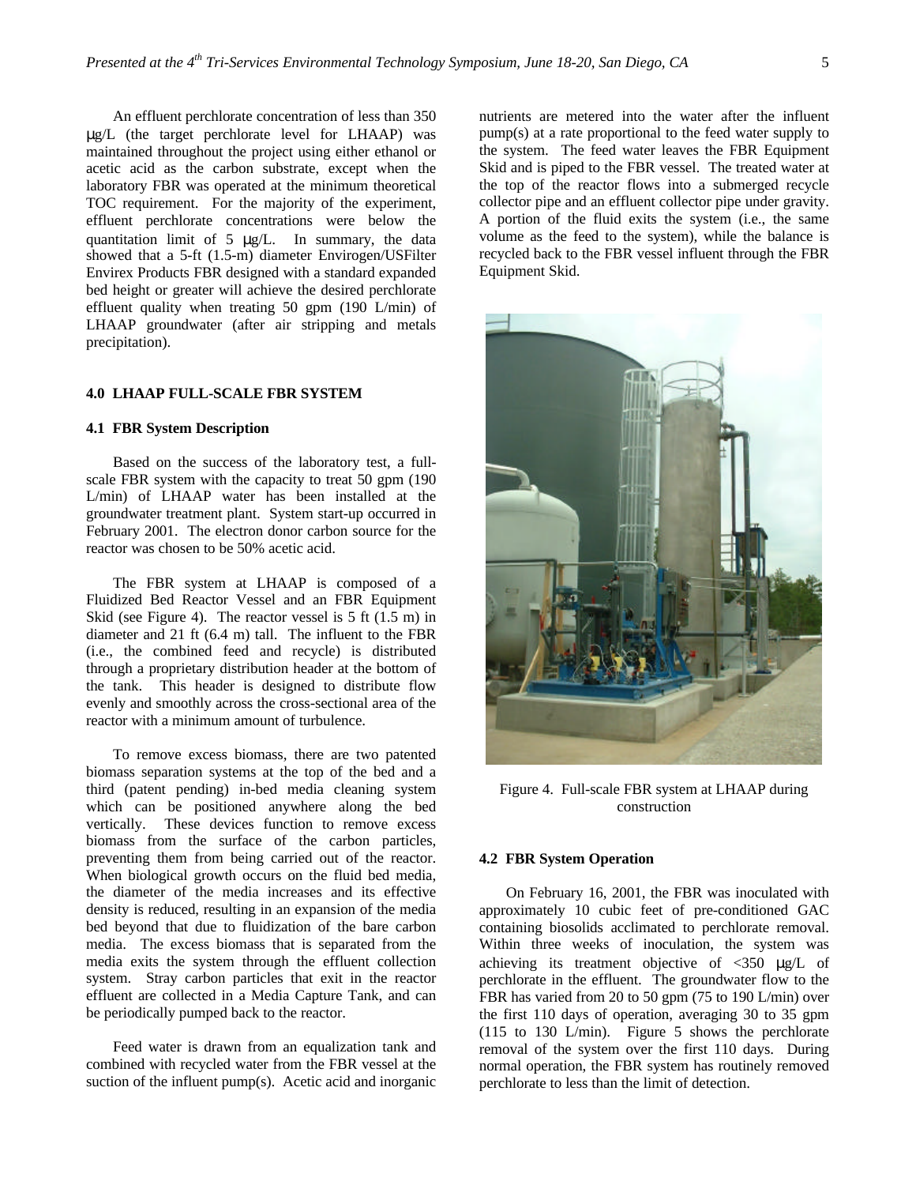An effluent perchlorate concentration of less than 350 μg/L (the target perchlorate level for LHAAP) was maintained throughout the project using either ethanol or acetic acid as the carbon substrate, except when the laboratory FBR was operated at the minimum theoretical TOC requirement. For the majority of the experiment, effluent perchlorate concentrations were below the quantitation limit of 5 μg/L. In summary, the data showed that a 5-ft (1.5-m) diameter Envirogen/USFilter Envirex Products FBR designed with a standard expanded bed height or greater will achieve the desired perchlorate effluent quality when treating 50 gpm (190 L/min) of LHAAP groundwater (after air stripping and metals precipitation).

## 4.0 LHAAP FULL-SCALE FBR SYSTEM

### 4.1 FBR System Description

Based on the success of the laboratory test, a full-scale FBR system with the capacity to treat 50 gpm (190 L/min) of LHAAP water has been installed at the groundwater treatment plant. System start-up occurred in February 2001. The electron donor carbon source for the reactor was chosen to be 50% acetic acid.

The FBR system at LHAAP is composed of a Fluidized Bed Reactor Vessel and an FBR Equipment Skid (see Figure 4). The reactor vessel is 5 ft (1.5 m) in diameter and 21 ft (6.4 m) tall. The influent to the FBR (i.e., the combined feed and recycle) is distributed through a proprietary distribution header at the bottom of the tank. This header is designed to distribute flow evenly and smoothly across the cross-sectional area of the reactor with a minimum amount of turbulence.

To remove excess biomass, there are two patented biomass separation systems at the top of the bed and a third (patent pending) in-bed media cleaning system which can be positioned anywhere along the bed vertically. These devices function to remove excess biomass from the surface of the carbon particles, preventing them from being carried out of the reactor. When biological growth occurs on the fluid bed media, the diameter of the media increases and its effective density is reduced, resulting in an expansion of the media bed beyond that due to fluidization of the bare carbon media. The excess biomass that is separated from the media exits the system through the effluent collection system. Stray carbon particles that exit in the reactor effluent are collected in a Media Capture Tank, and can be periodically pumped back to the reactor.

Feed water is drawn from an equalization tank and combined with recycled water from the FBR vessel at the suction of the influent pump(s). Acetic acid and inorganic nutrients are metered into the water after the influent pump(s) at a rate proportional to the feed water supply to the system. The feed water leaves the FBR Equipment Skid and is piped to the FBR vessel. The treated water at the top of the reactor flows into a submerged recycle collector pipe and an effluent collector pipe under gravity. A portion of the fluid exits the system (i.e., the same volume as the feed to the system), while the balance is recycled back to the FBR vessel influent through the FBR Equipment Skid.

Figure 4. Full-scale FBR system at LHAAP during construction

### 4.2 FBR System Operation

On February 16, 2001, the FBR was inoculated with approximately 10 cubic feet of pre-conditioned GAC containing biosolids acclimated to perchlorate removal. Within three weeks of inoculation, the system was achieving its treatment objective of <350 μg/L of perchlorate in the effluent. The groundwater flow to the FBR has varied from 20 to 50 gpm (75 to 190 L/min) over the first 110 days of operation, averaging 30 to 35 gpm (115 to 130 L/min). Figure 5 shows the perchlorate removal of the system over the first 110 days. During normal operation, the FBR system has routinely removed perchlorate to less than the limit of detection.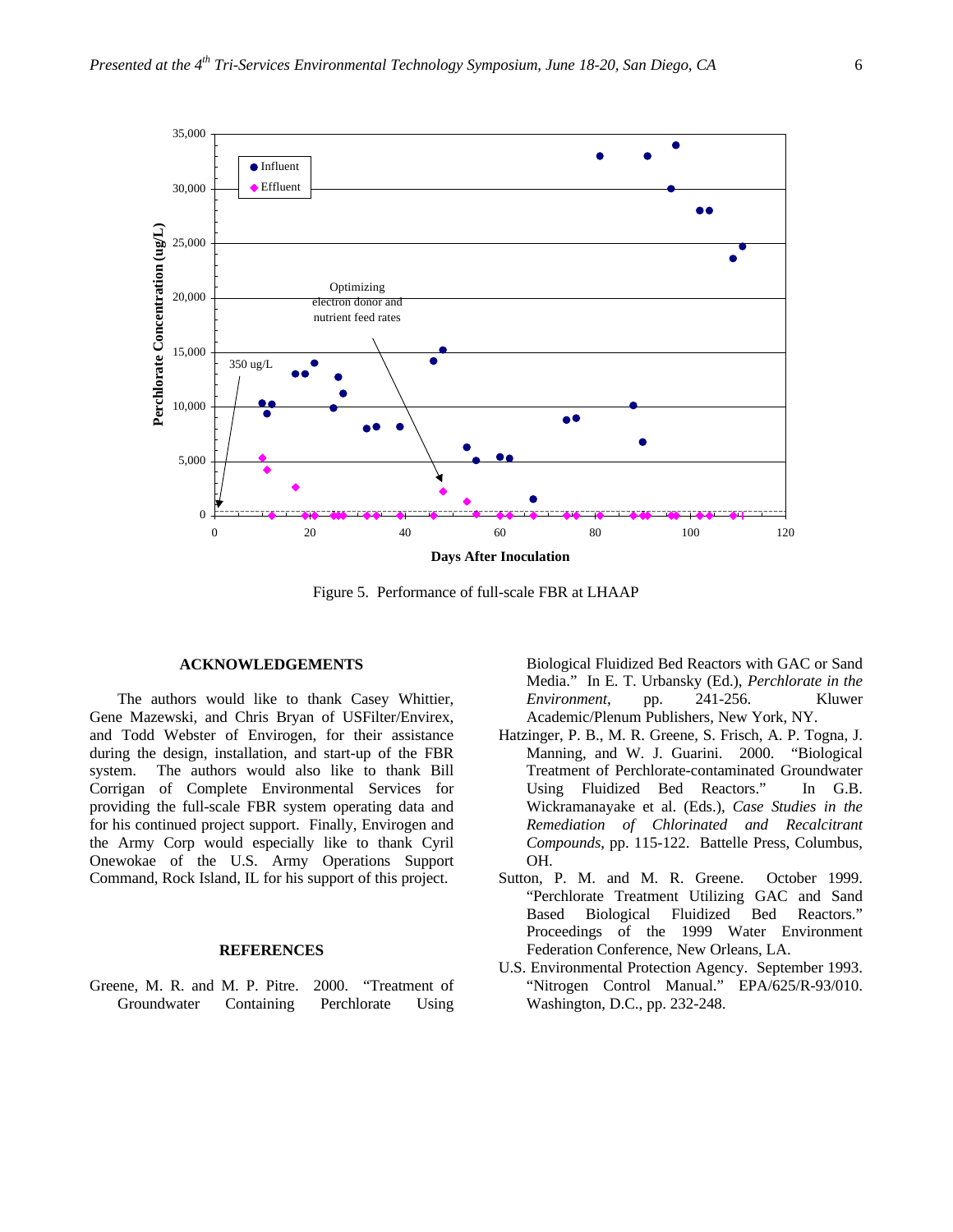35,000

30,000

25,000

20,000

15,000

10,000

5,000

0

Perchlorate Concentration (ug/L)

0

20

40

60

80

100

120

Days After Inoculation

Influent

Effluent

Optimizing electron donor and nutrient feed rates

350 ug/L

Figure 5. Performance of full-scale FBR at LHAAP

## ACKNOWLEDGEMENTS

The authors would like to thank Casey Whittier, Gene Mazewski, and Chris Bryan of USFilter/Envirex, and Todd Webster of Envirogen, for their assistance during the design, installation, and start-up of the FBR system. The authors would also like to thank Bill Corrigan of Complete Environmental Services for providing the full-scale FBR system operating data and for his continued project support. Finally, Envirogen and the Army Corp would especially like to thank Cyril Onewokae of the U.S. Army Operations Support Command, Rock Island, IL for his support of this project.

## REFERENCES

Greene, M. R. and M. P. Pitre. 2000. "Treatment of Groundwater Containing Perchlorate Using Biological Fluidized Bed Reactors with GAC or Sand Media." In E. T. Urbansky (Ed.), *Perchlorate in the Environment*, pp. 241-256. Kluwer Academic/Plenum Publishers, New York, NY.

Hatzinger, P. B., M. R. Greene, S. Frisch, A. P. Togna, J. Manning, and W. J. Guarini. 2000. "Biological Treatment of Perchlorate-contaminated Groundwater Using Fluidized Bed Reactors." In G.B. Wickramanayake et al. (Eds.), *Case Studies in the Remediation of Chlorinated and Recalcitrant Compounds*, pp. 115-122. Battelle Press, Columbus, OH.

Sutton, P. M. and M. R. Greene. October 1999. "Perchlorate Treatment Utilizing GAC and Sand Based Biological Fluidized Bed Reactors." Proceedings of the 1999 Water Environment Federation Conference, New Orleans, LA.

U.S. Environmental Protection Agency. September 1993. "Nitrogen Control Manual." EPA/625/R-93/010. Washington, D.C., pp. 232-248.